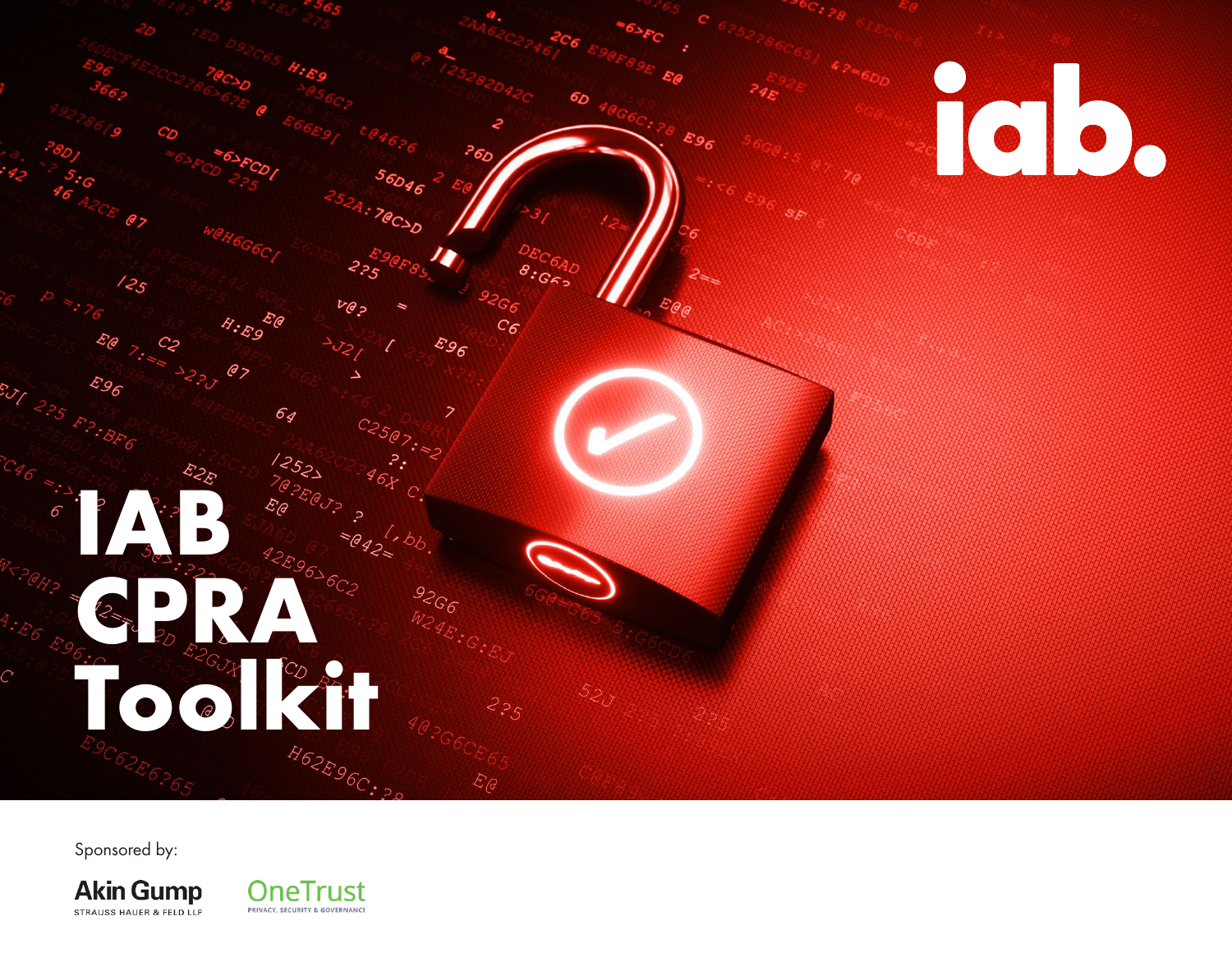iab.

# IAB CPRA Toolkit

Sponsored by:

Akin Gump STRAUSS HAUER & FELD LLP

OneTrust PRIVACY, SECURITY & GOVERNANCE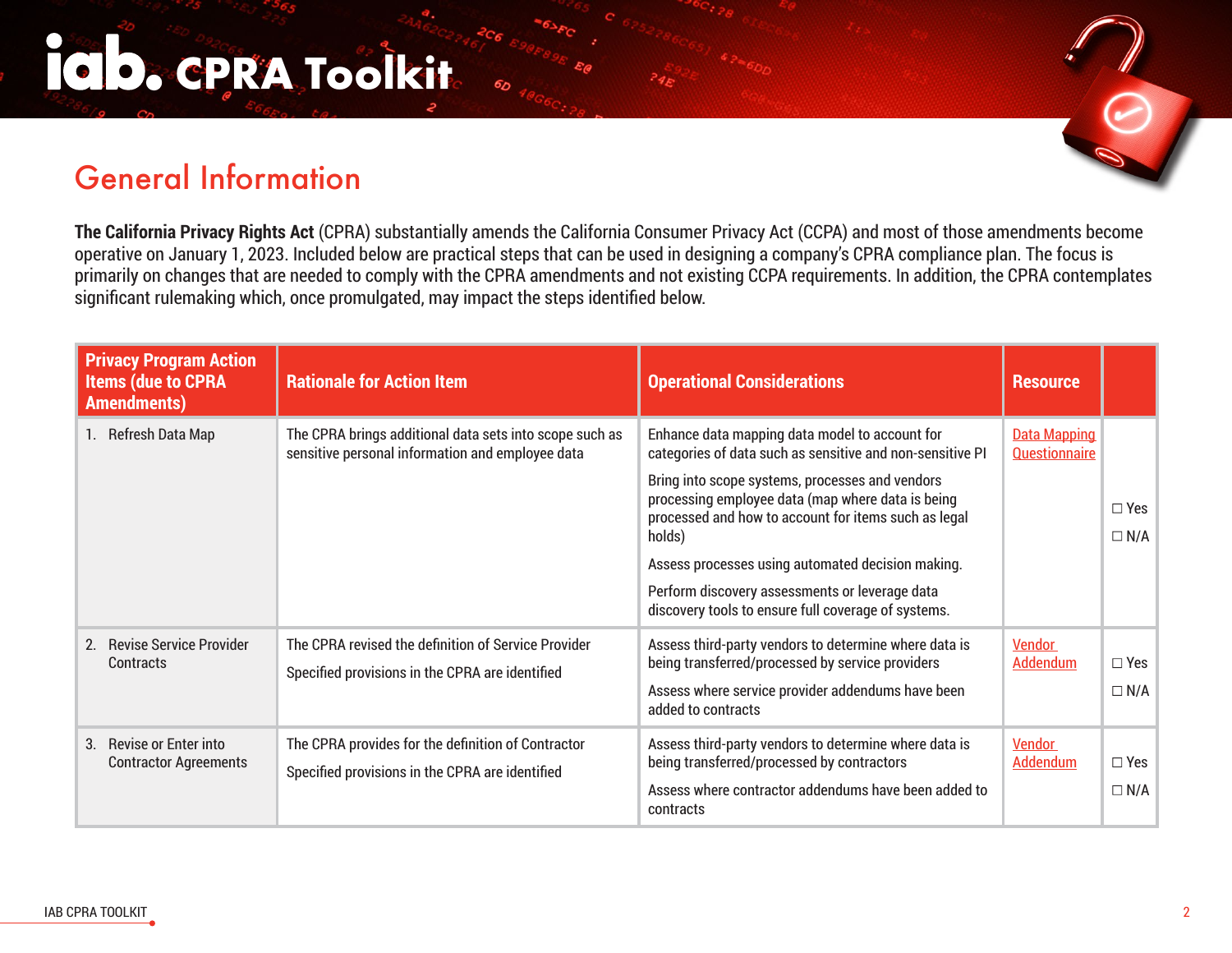# iab. CPRA Toolkit

## General Information

**The California Privacy Rights Act** (CPRA) substantially amends the California Consumer Privacy Act (CCPA) and most of those amendments become operative on January 1, 2023. Included below are practical steps that can be used in designing a company's CPRA compliance plan. The focus is primarily on changes that are needed to comply with the CPRA amendments and not existing CCPA requirements. In addition, the CPRA contemplates significant rulemaking which, once promulgated, may impact the steps identified below.

| Privacy Program Action Items (due to CPRA Amendments) | Rationale for Action Item | Operational Considerations | Resource | |
|---|---|---|---|---|
| 1. Refresh Data Map | The CPRA brings additional data sets into scope such as sensitive personal information and employee data | Enhance data mapping data model to account for categories of data such as sensitive and non-sensitive PI<br><br>Bring into scope systems, processes and vendors processing employee data (map where data is being processed and how to account for items such as legal holds)<br><br>Assess processes using automated decision making.<br><br>Perform discovery assessments or leverage data discovery tools to ensure full coverage of systems. | Data Mapping Questionnaire | ☐ Yes<br>☐ N/A |
| 2. Revise Service Provider Contracts | The CPRA revised the definition of Service Provider<br><br>Specified provisions in the CPRA are identified | Assess third-party vendors to determine where data is being transferred/processed by service providers<br><br>Assess where service provider addendums have been added to contracts | Vendor Addendum | ☐ Yes<br>☐ N/A |
| 3. Revise or Enter into Contractor Agreements | The CPRA provides for the definition of Contractor<br><br>Specified provisions in the CPRA are identified | Assess third-party vendors to determine where data is being transferred/processed by contractors<br><br>Assess where contractor addendums have been added to contracts | Vendor Addendum | ☐ Yes<br>☐ N/A |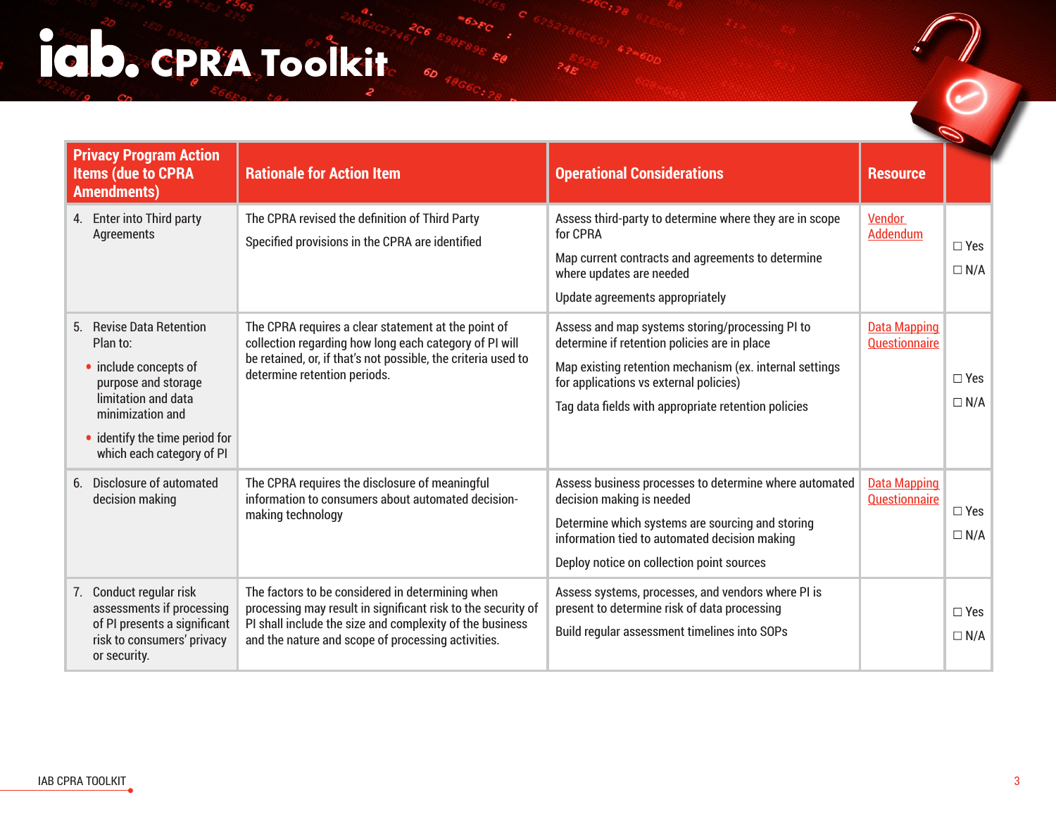| Privacy Program Action Items (due to CPRA Amendments) | Rationale for Action Item | Operational Considerations | Resource | |
|---|---|---|---|---|
| 4. Enter into Third party Agreements | The CPRA revised the definition of Third Party<br><br>Specified provisions in the CPRA are identified | Assess third-party to determine where they are in scope for CPRA<br><br>Map current contracts and agreements to determine where updates are needed<br><br>Update agreements appropriately | Vendor Addendum | ☐ Yes<br>☐ N/A |
| 5. Revise Data Retention Plan to:<br>• include concepts of purpose and storage limitation and data minimization and<br>• identify the time period for which each category of PI | The CPRA requires a clear statement at the point of collection regarding how long each category of PI will be retained, or, if that's not possible, the criteria used to determine retention periods. | Assess and map systems storing/processing PI to determine if retention policies are in place<br><br>Map existing retention mechanism (ex. internal settings for applications vs external policies)<br><br>Tag data fields with appropriate retention policies | Data Mapping Questionnaire | ☐ Yes<br>☐ N/A |
| 6. Disclosure of automated decision making | The CPRA requires the disclosure of meaningful information to consumers about automated decision-making technology | Assess business processes to determine where automated decision making is needed<br><br>Determine which systems are sourcing and storing information tied to automated decision making<br><br>Deploy notice on collection point sources | Data Mapping Questionnaire | ☐ Yes<br>☐ N/A |
| 7. Conduct regular risk assessments if processing of PI presents a significant risk to consumers' privacy or security. | The factors to be considered in determining when processing may result in significant risk to the security of PI shall include the size and complexity of the business and the nature and scope of processing activities. | Assess systems, processes, and vendors where PI is present to determine risk of data processing<br><br>Build regular assessment timelines into SOPs | | ☐ Yes<br>☐ N/A |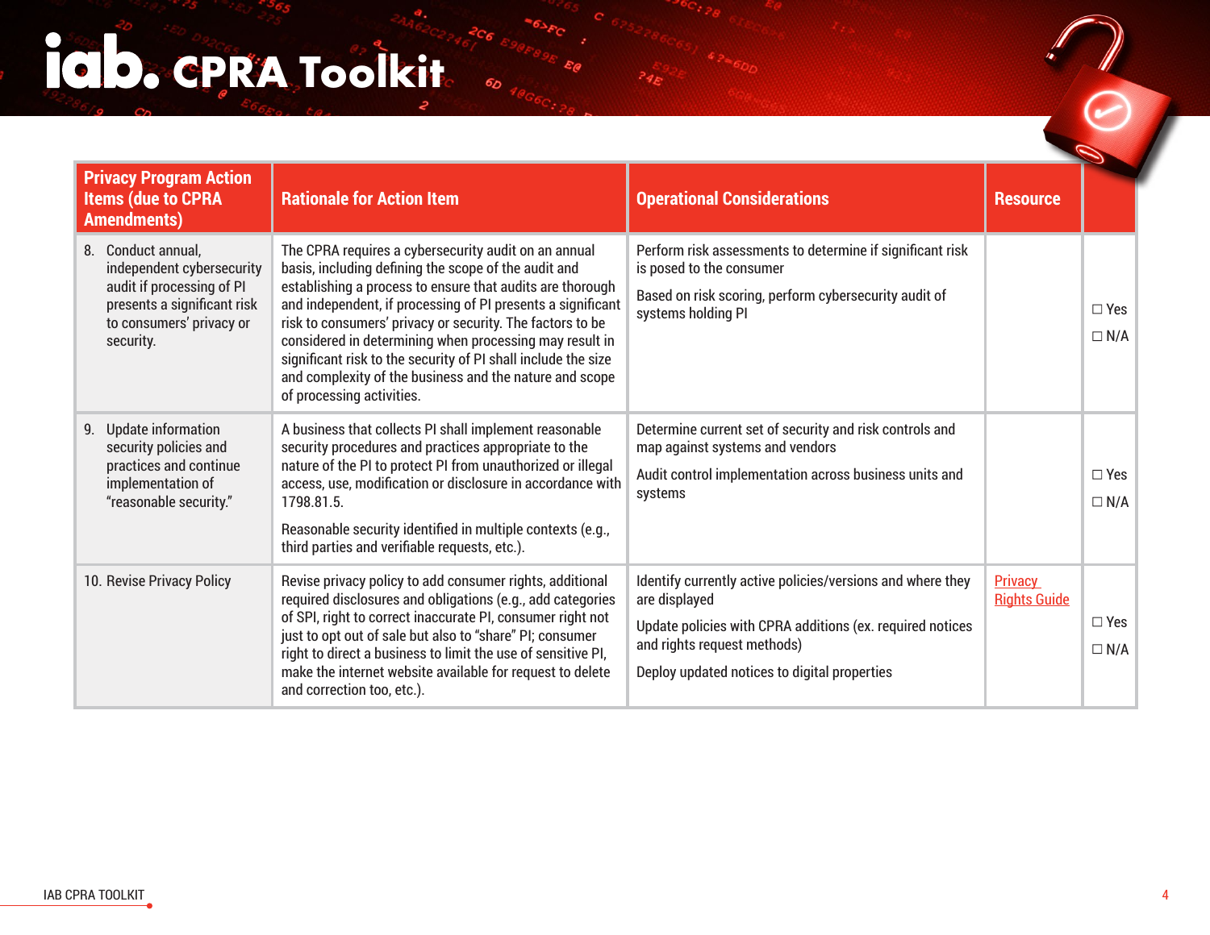# CPRA Toolkit

| Privacy Program Action Items (due to CPRA Amendments) | Rationale for Action Item | Operational Considerations | Resource | |
|---|---|---|---|---|
| 8. Conduct annual, independent cybersecurity audit if processing of PI presents a significant risk to consumers' privacy or security. | The CPRA requires a cybersecurity audit on an annual basis, including defining the scope of the audit and establishing a process to ensure that audits are thorough and independent, if processing of PI presents a significant risk to consumers' privacy or security. The factors to be considered in determining when processing may result in significant risk to the security of PI shall include the size and complexity of the business and the nature and scope of processing activities. | Perform risk assessments to determine if significant risk is posed to the consumer<br><br>Based on risk scoring, perform cybersecurity audit of systems holding PI | | ☐ Yes<br>☐ N/A |
| 9. Update information security policies and practices and continue implementation of "reasonable security." | A business that collects PI shall implement reasonable security procedures and practices appropriate to the nature of the PI to protect PI from unauthorized or illegal access, use, modification or disclosure in accordance with 1798.81.5.<br><br>Reasonable security identified in multiple contexts (e.g., third parties and verifiable requests, etc.). | Determine current set of security and risk controls and map against systems and vendors<br><br>Audit control implementation across business units and systems | | ☐ Yes<br>☐ N/A |
| 10. Revise Privacy Policy | Revise privacy policy to add consumer rights, additional required disclosures and obligations (e.g., add categories of SPI, right to correct inaccurate PI, consumer right not just to opt out of sale but also to "share" PI; consumer right to direct a business to limit the use of sensitive PI, make the internet website available for request to delete and correction too, etc.). | Identify currently active policies/versions and where they are displayed<br><br>Update policies with CPRA additions (ex. required notices and rights request methods)<br><br>Deploy updated notices to digital properties | Privacy Rights Guide | ☐ Yes<br>☐ N/A |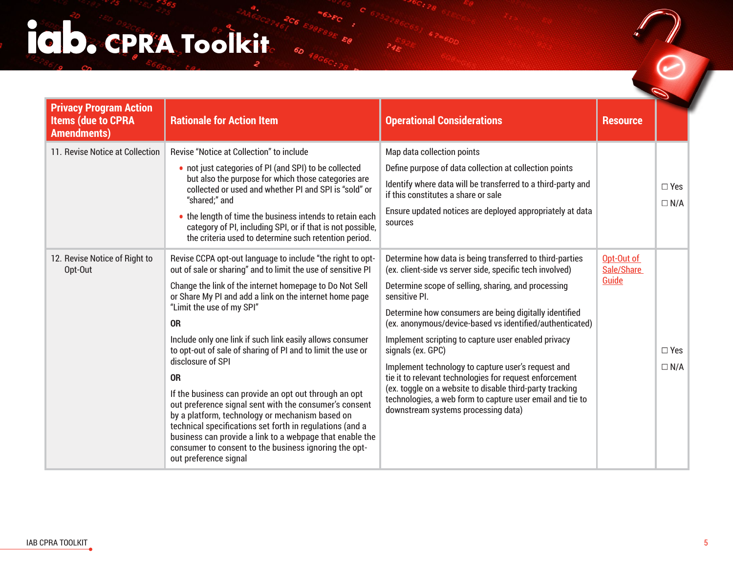# CPRA Toolkit

| Privacy Program Action Items (due to CPRA Amendments) | Rationale for Action Item | Operational Considerations | Resource | |
|---|---|---|---|---|
| 11. Revise Notice at Collection | Revise "Notice at Collection" to include<br>• not just categories of PI (and SPI) to be collected but also the purpose for which those categories are collected or used and whether PI and SPI is "sold" or "shared;" and<br>• the length of time the business intends to retain each category of PI, including SPI, or if that is not possible, the criteria used to determine such retention period. | Map data collection points<br>Define purpose of data collection at collection points<br>Identify where data will be transferred to a third-party and if this constitutes a share or sale<br>Ensure updated notices are deployed appropriately at data sources | | ☐ Yes<br>☐ N/A |
| 12. Revise Notice of Right to Opt-Out | Revise CCPA opt-out language to include "the right to opt-out of sale or sharing" and to limit the use of sensitive PI<br>Change the link of the internet homepage to Do Not Sell or Share My PI and add a link on the internet home page "Limit the use of my SPI"<br>**OR**<br>Include only one link if such link easily allows consumer to opt-out of sale of sharing of PI and to limit the use or disclosure of SPI<br>**OR**<br>If the business can provide an opt out through an opt out preference signal sent with the consumer's consent by a platform, technology or mechanism based on technical specifications set forth in regulations (and a business can provide a link to a webpage that enable the consumer to consent to the business ignoring the opt-out preference signal | Determine how data is being transferred to third-parties (ex. client-side vs server side, specific tech involved)<br>Determine scope of selling, sharing, and processing sensitive PI.<br>Determine how consumers are being digitally identified (ex. anonymous/device-based vs identified/authenticated)<br>Implement scripting to capture user enabled privacy signals (ex. GPC)<br>Implement technology to capture user's request and tie it to relevant technologies for request enforcement (ex. toggle on a website to disable third-party tracking technologies, a web form to capture user email and tie to downstream systems processing data) | Opt-Out of Sale/Share Guide | ☐ Yes<br>☐ N/A |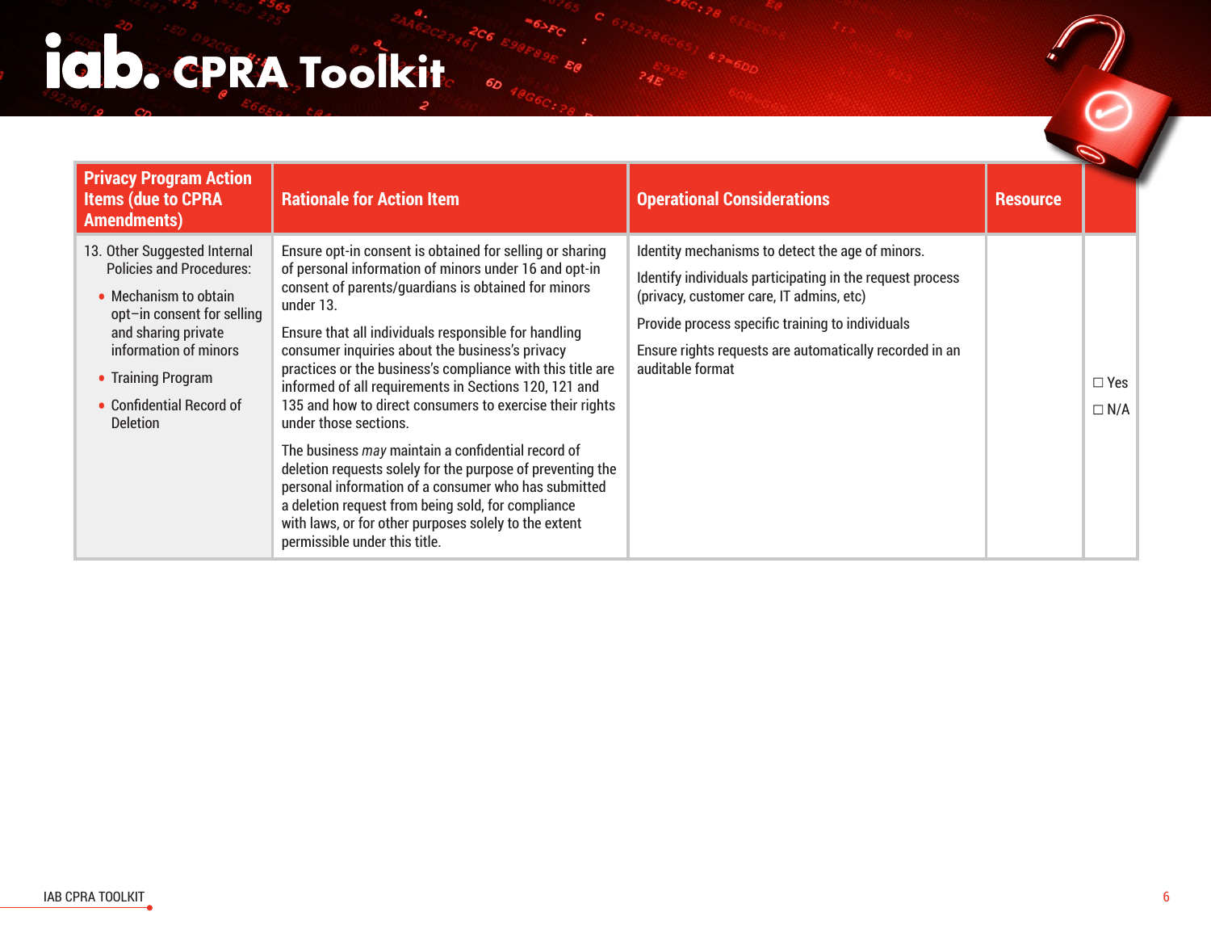# iab. CPRA Toolkit

| Privacy Program Action Items (due to CPRA Amendments) | Rationale for Action Item | Operational Considerations | Resource | |
|---|---|---|---|---|
| 13. Other Suggested Internal Policies and Procedures:<br>• Mechanism to obtain opt–in consent for selling and sharing private information of minors<br>• Training Program<br>• Confidential Record of Deletion | Ensure opt-in consent is obtained for selling or sharing of personal information of minors under 16 and opt-in consent of parents/guardians is obtained for minors under 13.<br><br>Ensure that all individuals responsible for handling consumer inquiries about the business's privacy practices or the business's compliance with this title are informed of all requirements in Sections 120, 121 and 135 and how to direct consumers to exercise their rights under those sections.<br><br>The business *may* maintain a confidential record of deletion requests solely for the purpose of preventing the personal information of a consumer who has submitted a deletion request from being sold, for compliance with laws, or for other purposes solely to the extent permissible under this title. | Identity mechanisms to detect the age of minors.<br><br>Identify individuals participating in the request process (privacy, customer care, IT admins, etc)<br><br>Provide process specific training to individuals<br><br>Ensure rights requests are automatically recorded in an auditable format | | ☐ Yes<br>☐ N/A |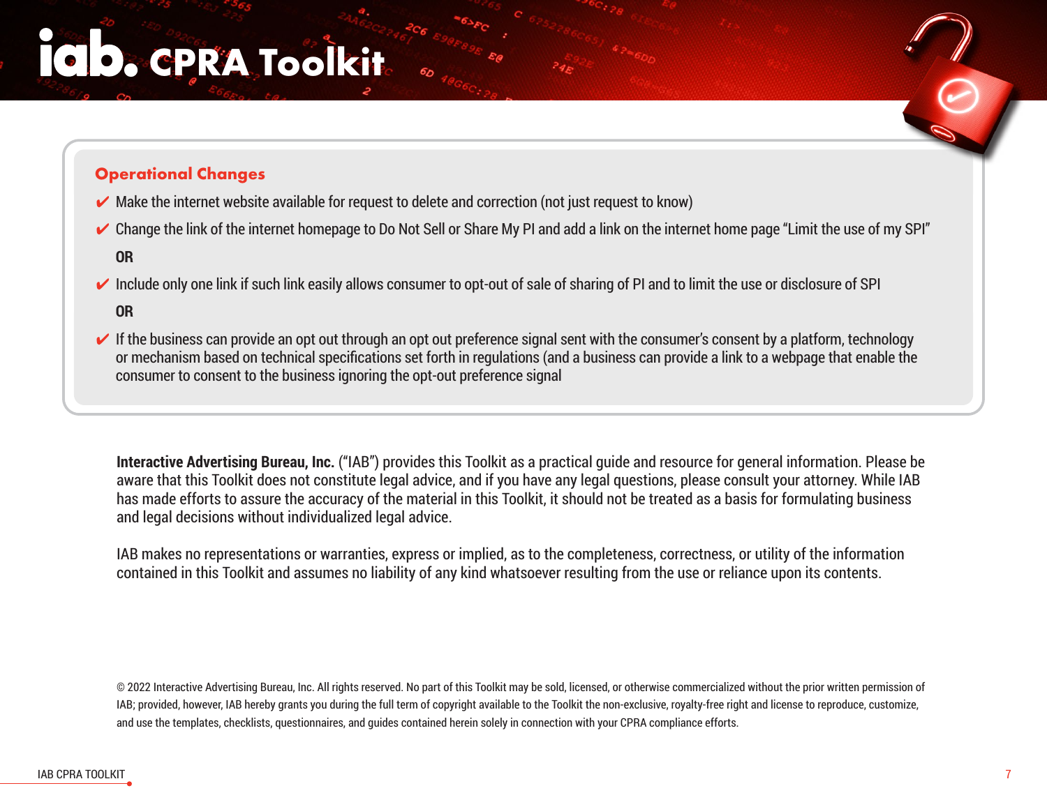# iab. CPRA Toolkit

### Operational Changes

- ✔ Make the internet website available for request to delete and correction (not just request to know)
- ✔ Change the link of the internet homepage to Do Not Sell or Share My PI and add a link on the internet home page "Limit the use of my SPI"

**OR**

- ✔ Include only one link if such link easily allows consumer to opt-out of sale of sharing of PI and to limit the use or disclosure of SPI

**OR**

- ✔ If the business can provide an opt out through an opt out preference signal sent with the consumer's consent by a platform, technology or mechanism based on technical specifications set forth in regulations (and a business can provide a link to a webpage that enable the consumer to consent to the business ignoring the opt-out preference signal

**Interactive Advertising Bureau, Inc.** ("IAB") provides this Toolkit as a practical guide and resource for general information. Please be aware that this Toolkit does not constitute legal advice, and if you have any legal questions, please consult your attorney. While IAB has made efforts to assure the accuracy of the material in this Toolkit, it should not be treated as a basis for formulating business and legal decisions without individualized legal advice.

IAB makes no representations or warranties, express or implied, as to the completeness, correctness, or utility of the information contained in this Toolkit and assumes no liability of any kind whatsoever resulting from the use or reliance upon its contents.

© 2022 Interactive Advertising Bureau, Inc. All rights reserved. No part of this Toolkit may be sold, licensed, or otherwise commercialized without the prior written permission of IAB; provided, however, IAB hereby grants you during the full term of copyright available to the Toolkit the non-exclusive, royalty-free right and license to reproduce, customize, and use the templates, checklists, questionnaires, and guides contained herein solely in connection with your CPRA compliance efforts.